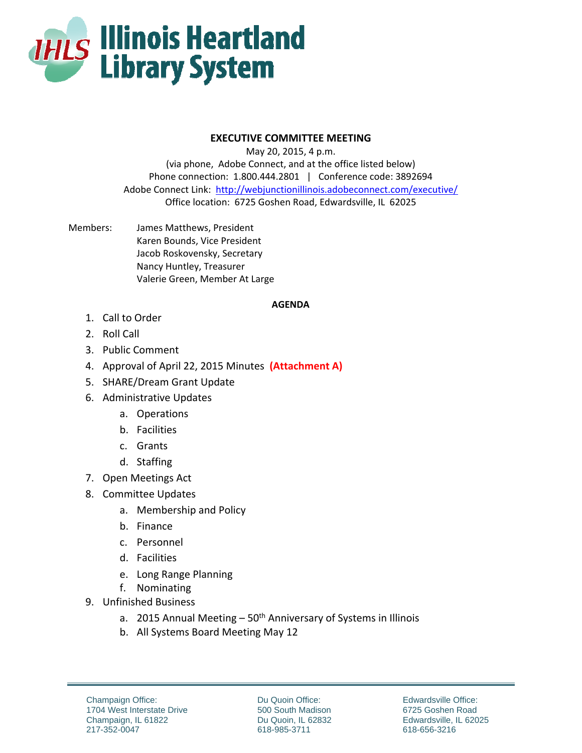# Illinois Heartland Library System

## EXECUTIVE COMMITTEE MEETING

May 20, 2015, 4 p.m.
(via phone, Adobe Connect, and at the office listed below)
Phone connection: 1.800.444.2801 | Conference code: 3892694
Adobe Connect Link: http://webjunctionillinois.adobeconnect.com/executive/
Office location: 6725 Goshen Road, Edwardsville, IL 62025

Members:
James Matthews, President
Karen Bounds, Vice President
Jacob Roskovensky, Secretary
Nancy Huntley, Treasurer
Valerie Green, Member At Large

**AGENDA**

1. Call to Order
2. Roll Call
3. Public Comment
4. Approval of April 22, 2015 Minutes **(Attachment A)**
5. SHARE/Dream Grant Update
6. Administrative Updates
    a. Operations
    b. Facilities
    c. Grants
    d. Staffing
7. Open Meetings Act
8. Committee Updates
    a. Membership and Policy
    b. Finance
    c. Personnel
    d. Facilities
    e. Long Range Planning
    f. Nominating
9. Unfinished Business
    a. 2015 Annual Meeting – 50th Anniversary of Systems in Illinois
    b. All Systems Board Meeting May 12

Champaign Office:
1704 West Interstate Drive
Champaign, IL 61822
217-352-0047

Du Quoin Office:
500 South Madison
Du Quoin, IL 62832
618-985-3711

Edwardsville Office:
6725 Goshen Road
Edwardsville, IL 62025
618-656-3216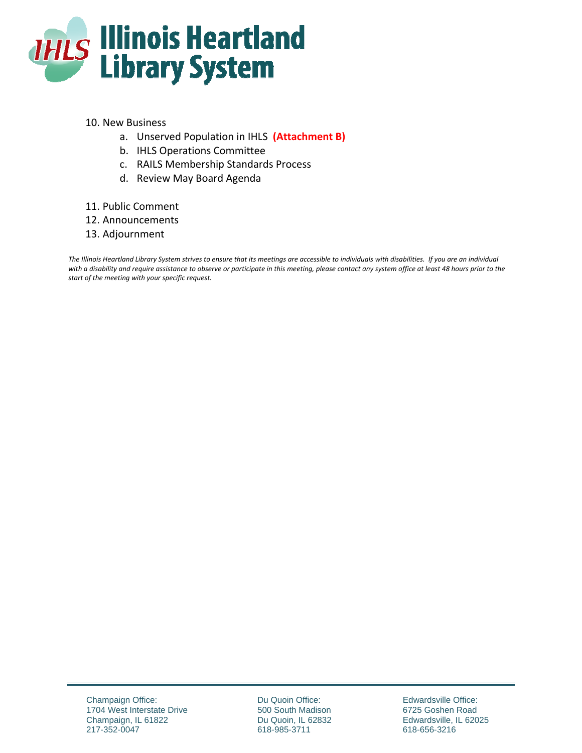10. New Business
    a. Unserved Population in IHLS **(Attachment B)**
    b. IHLS Operations Committee
    c. RAILS Membership Standards Process
    d. Review May Board Agenda

11. Public Comment
12. Announcements
13. Adjournment

*The Illinois Heartland Library System strives to ensure that its meetings are accessible to individuals with disabilities. If you are an individual with a disability and require assistance to observe or participate in this meeting, please contact any system office at least 48 hours prior to the start of the meeting with your specific request.*

Champaign Office:
1704 West Interstate Drive
Champaign, IL 61822
217-352-0047

Du Quoin Office:
500 South Madison
Du Quoin, IL 62832
618-985-3711

Edwardsville Office:
6725 Goshen Road
Edwardsville, IL 62025
618-656-3216